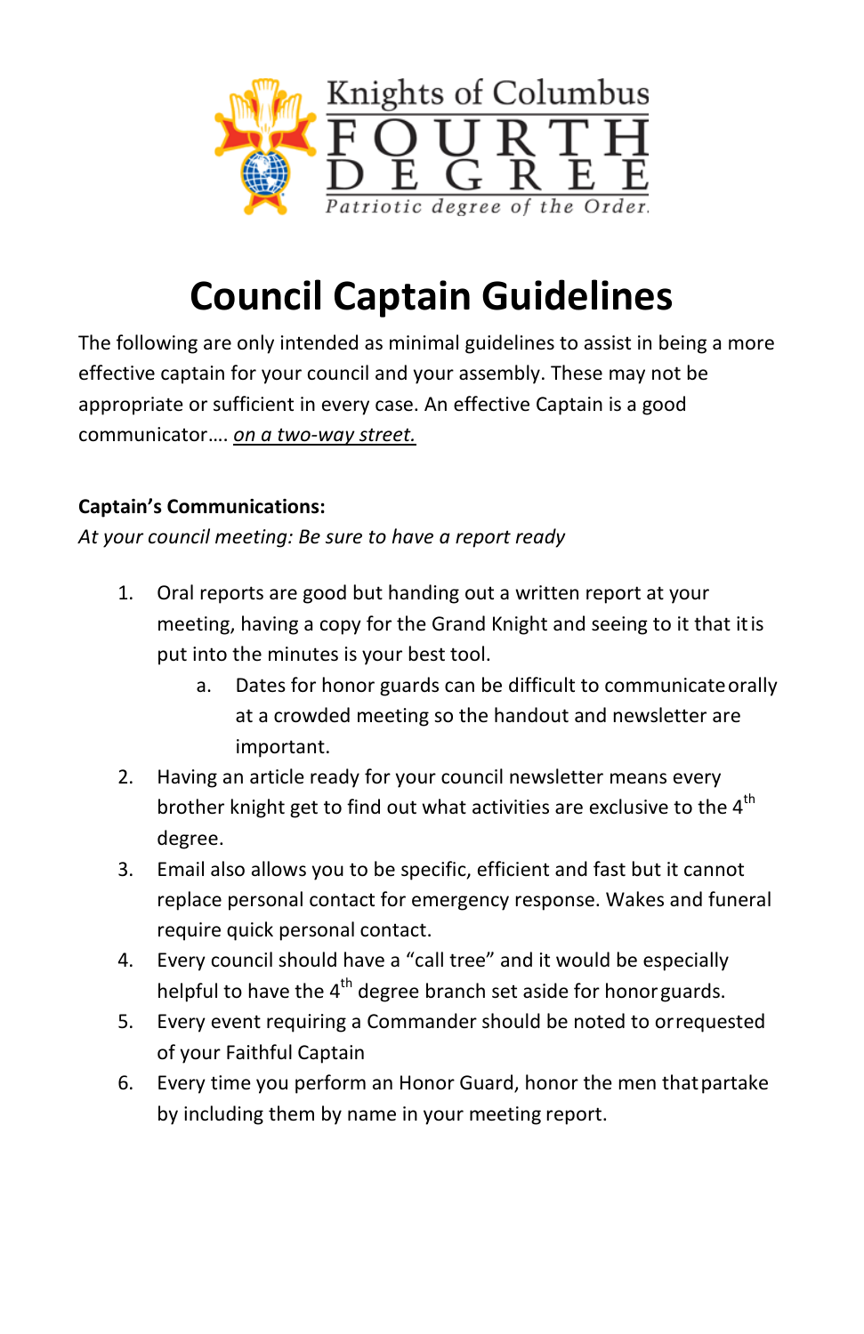Knights of Columbus
FOURTH DEGREE
Patriotic degree of the Order.

# Council Captain Guidelines

The following are only intended as minimal guidelines to assist in being a more effective captain for your council and your assembly. These may not be appropriate or sufficient in every case. An effective Captain is a good communicator…. *on a two-way street.*

**Captain's Communications:**

*At your council meeting: Be sure to have a report ready*

1. Oral reports are good but handing out a written report at your meeting, having a copy for the Grand Knight and seeing to it that it is put into the minutes is your best tool.
   a. Dates for honor guards can be difficult to communicate orally at a crowded meeting so the handout and newsletter are important.
2. Having an article ready for your council newsletter means every brother knight get to find out what activities are exclusive to the 4th degree.
3. Email also allows you to be specific, efficient and fast but it cannot replace personal contact for emergency response. Wakes and funeral require quick personal contact.
4. Every council should have a "call tree" and it would be especially helpful to have the 4th degree branch set aside for honor guards.
5. Every event requiring a Commander should be noted to or requested of your Faithful Captain
6. Every time you perform an Honor Guard, honor the men that partake by including them by name in your meeting report.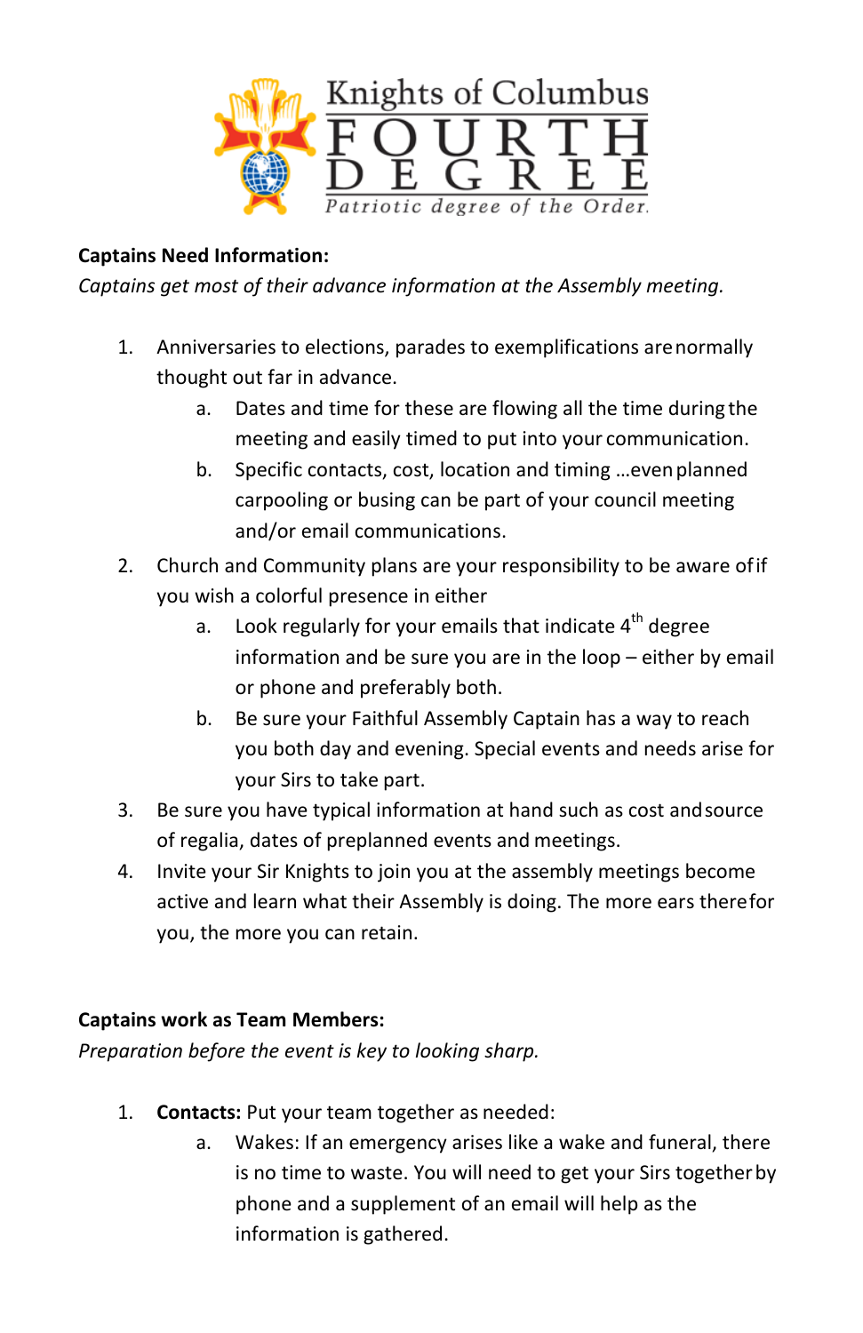Knights of Columbus FOURTH DEGREE

*Patriotic degree of the Order.*

**Captains Need Information:**

*Captains get most of their advance information at the Assembly meeting.*

1. Anniversaries to elections, parades to exemplifications are normally thought out far in advance.
    a. Dates and time for these are flowing all the time during the meeting and easily timed to put into your communication.
    b. Specific contacts, cost, location and timing …even planned carpooling or busing can be part of your council meeting and/or email communications.
2. Church and Community plans are your responsibility to be aware of if you wish a colorful presence in either
    a. Look regularly for your emails that indicate 4th degree information and be sure you are in the loop – either by email or phone and preferably both.
    b. Be sure your Faithful Assembly Captain has a way to reach you both day and evening. Special events and needs arise for your Sirs to take part.
3. Be sure you have typical information at hand such as cost and source of regalia, dates of preplanned events and meetings.
4. Invite your Sir Knights to join you at the assembly meetings become active and learn what their Assembly is doing. The more ears there for you, the more you can retain.

**Captains work as Team Members:**

*Preparation before the event is key to looking sharp.*

1. **Contacts:** Put your team together as needed:
    a. Wakes: If an emergency arises like a wake and funeral, there is no time to waste. You will need to get your Sirs together by phone and a supplement of an email will help as the information is gathered.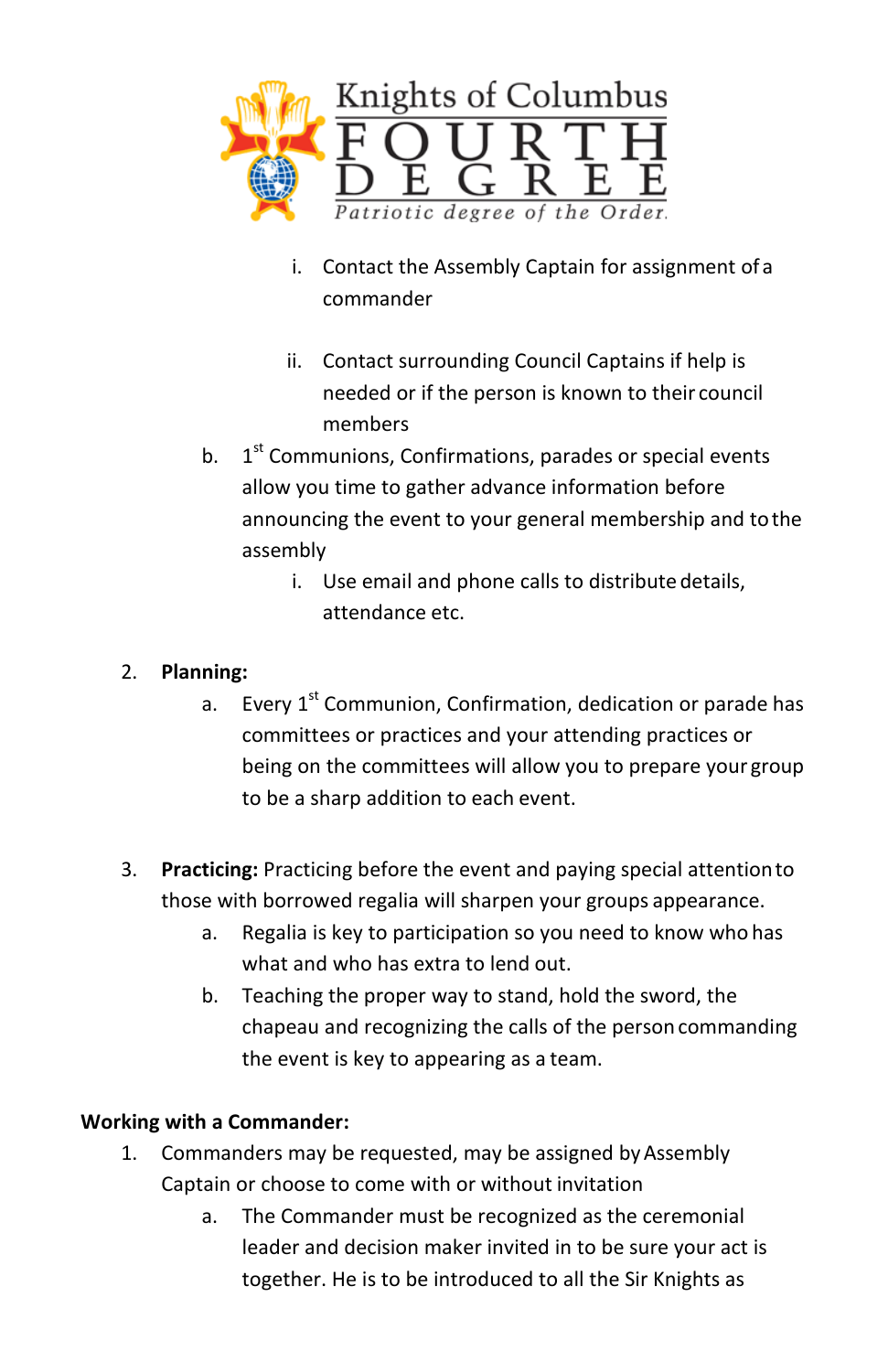i. Contact the Assembly Captain for assignment of a commander

   ii. Contact surrounding Council Captains if help is needed or if the person is known to their council members

b. 1st Communions, Confirmations, parades or special events allow you time to gather advance information before announcing the event to your general membership and to the assembly

   i. Use email and phone calls to distribute details, attendance etc.

2. **Planning:**
   a. Every 1st Communion, Confirmation, dedication or parade has committees or practices and your attending practices or being on the committees will allow you to prepare your group to be a sharp addition to each event.

3. **Practicing:** Practicing before the event and paying special attention to those with borrowed regalia will sharpen your groups appearance.
   a. Regalia is key to participation so you need to know who has what and who has extra to lend out.
   b. Teaching the proper way to stand, hold the sword, the chapeau and recognizing the calls of the person commanding the event is key to appearing as a team.

**Working with a Commander:**

1. Commanders may be requested, may be assigned by Assembly Captain or choose to come with or without invitation
   a. The Commander must be recognized as the ceremonial leader and decision maker invited in to be sure your act is together. He is to be introduced to all the Sir Knights as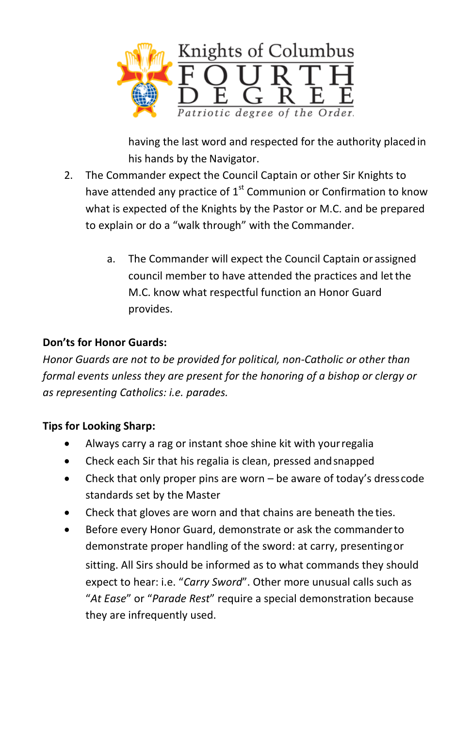having the last word and respected for the authority placed in his hands by the Navigator.

2. The Commander expect the Council Captain or other Sir Knights to have attended any practice of 1st Communion or Confirmation to know what is expected of the Knights by the Pastor or M.C. and be prepared to explain or do a "walk through" with the Commander.

   a. The Commander will expect the Council Captain or assigned council member to have attended the practices and let the M.C. know what respectful function an Honor Guard provides.

**Don'ts for Honor Guards:**

*Honor Guards are not to be provided for political, non-Catholic or other than formal events unless they are present for the honoring of a bishop or clergy or as representing Catholics: i.e. parades.*

**Tips for Looking Sharp:**

- Always carry a rag or instant shoe shine kit with your regalia
- Check each Sir that his regalia is clean, pressed and snapped
- Check that only proper pins are worn – be aware of today's dress code standards set by the Master
- Check that gloves are worn and that chains are beneath the ties.
- Before every Honor Guard, demonstrate or ask the commander to demonstrate proper handling of the sword: at carry, presenting or sitting. All Sirs should be informed as to what commands they should expect to hear: i.e. "*Carry Sword*". Other more unusual calls such as "*At Ease*" or "*Parade Rest*" require a special demonstration because they are infrequently used.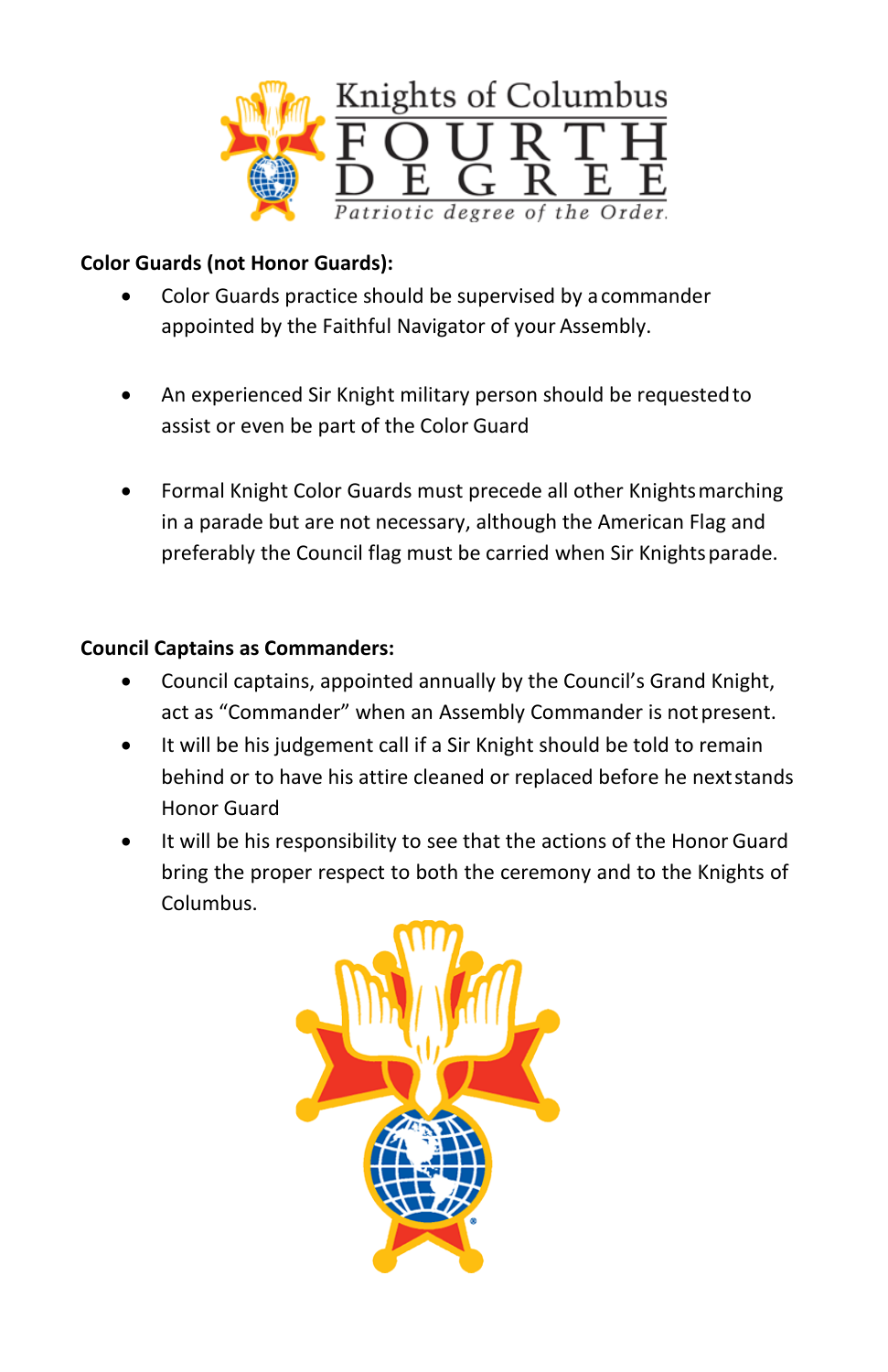Knights of Columbus FOURTH DEGREE Patriotic degree of the Order.

**Color Guards (not Honor Guards):**

- Color Guards practice should be supervised by a commander appointed by the Faithful Navigator of your Assembly.

- An experienced Sir Knight military person should be requested to assist or even be part of the Color Guard

- Formal Knight Color Guards must precede all other Knights marching in a parade but are not necessary, although the American Flag and preferably the Council flag must be carried when Sir Knights parade.

**Council Captains as Commanders:**

- Council captains, appointed annually by the Council's Grand Knight, act as "Commander" when an Assembly Commander is not present.
- It will be his judgement call if a Sir Knight should be told to remain behind or to have his attire cleaned or replaced before he next stands Honor Guard
- It will be his responsibility to see that the actions of the Honor Guard bring the proper respect to both the ceremony and to the Knights of Columbus.